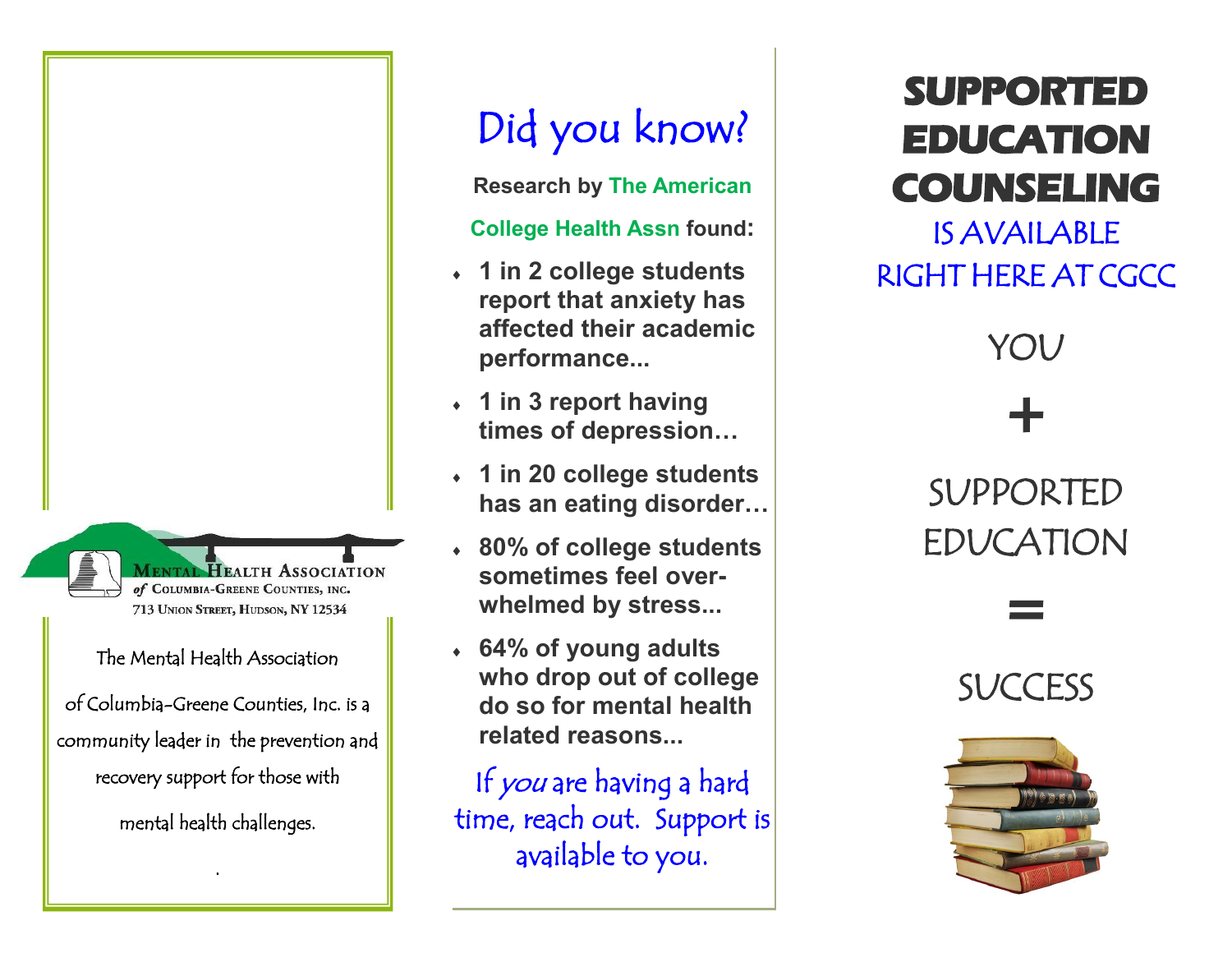MENTAL HEALTH ASSOCIATION
*of* COLUMBIA-GREENE COUNTIES, INC.
713 UNION STREET, HUDSON, NY 12534

The Mental Health Association of Columbia-Greene Counties, Inc. is a community leader in the prevention and recovery support for those with mental health challenges.

# Did you know?

**Research by The American College Health Assn found:**

- **1 in 2 college students report that anxiety has affected their academic performance...**
- **1 in 3 report having times of depression…**
- **1 in 20 college students has an eating disorder…**
- **80% of college students sometimes feel over-whelmed by stress...**
- **64% of young adults who drop out of college do so for mental health related reasons...**

If *you* are having a hard time, reach out. Support is available to you.

# SUPPORTED EDUCATION COUNSELING

IS AVAILABLE RIGHT HERE AT CGCC

YOU

+

SUPPORTED EDUCATION

=

SUCCESS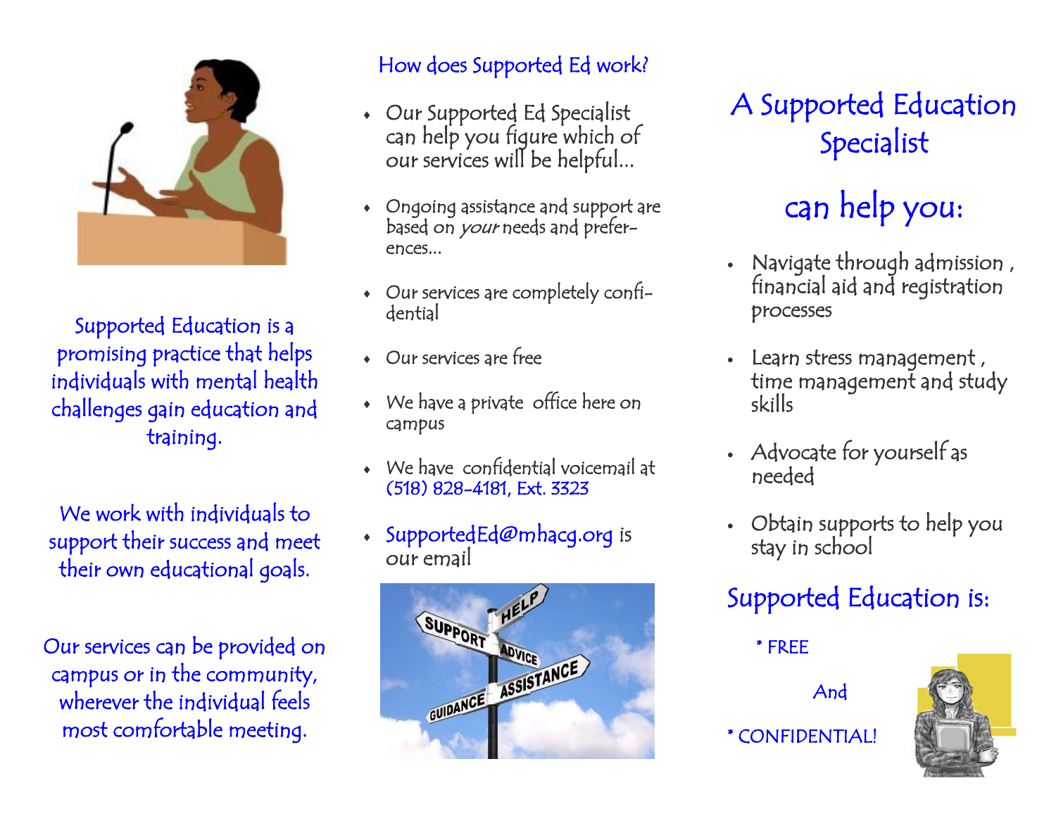Supported Education is a promising practice that helps individuals with mental health challenges gain education and training.

We work with individuals to support their success and meet their own educational goals.

Our services can be provided on campus or in the community, wherever the individual feels most comfortable meeting.

## How does Supported Ed work?

- Our Supported Ed Specialist can help you figure which of our services will be helpful...
- Ongoing assistance and support are based on *your* needs and preferences...
- Our services are completely confidential
- Our services are free
- We have a private office here on campus
- We have confidential voicemail at (518) 828-4181, Ext. 3323
- SupportedEd@mhacg.org is our email

## A Supported Education Specialist

## can help you:

- Navigate through admission , financial aid and registration processes
- Learn stress management , time management and study skills
- Advocate for yourself as needed
- Obtain supports to help you stay in school

## Supported Education is:

* FREE

And

* CONFIDENTIAL!